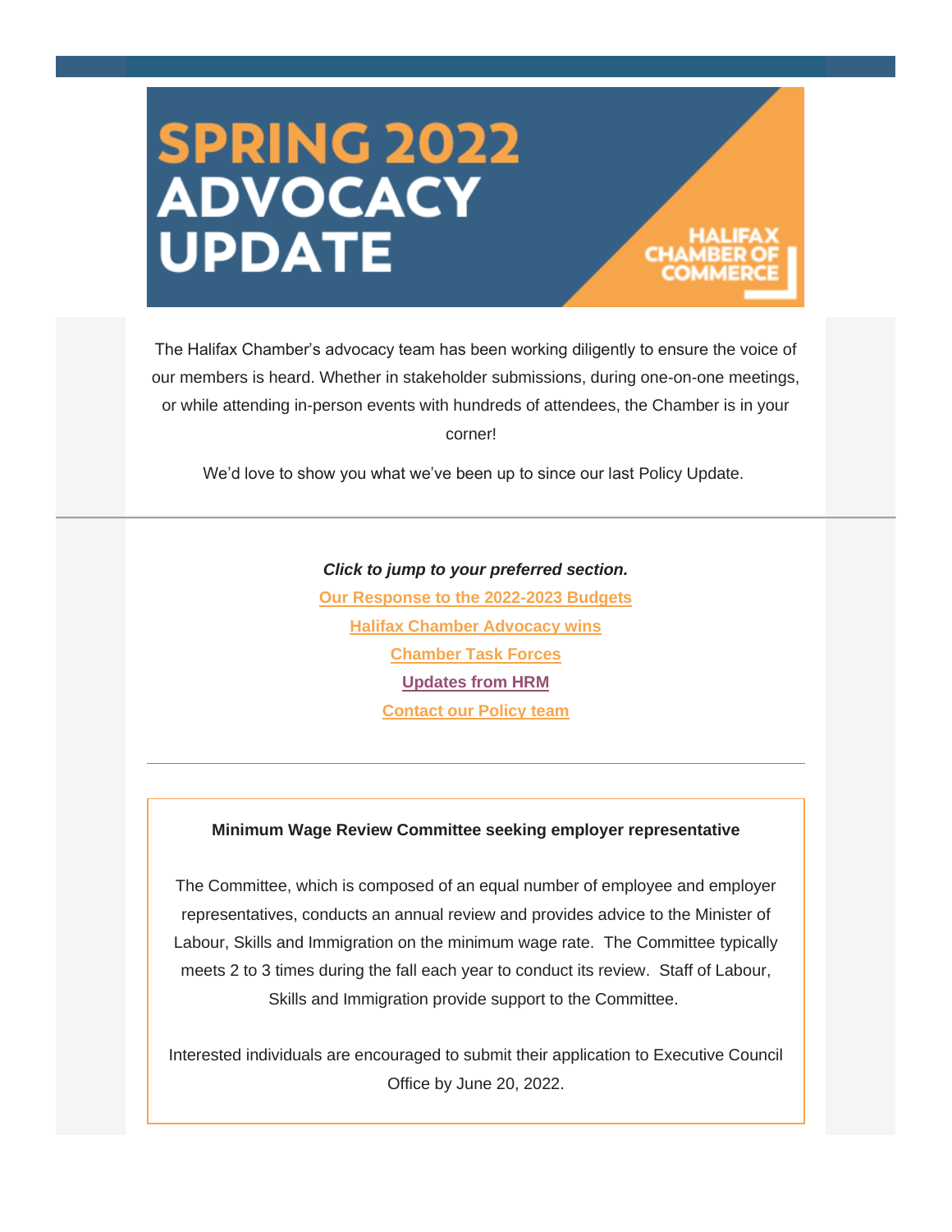# SPRING 2022 ADVOCACY UPDATE

HALIFAX CHAMBER OF COMMERCE

The Halifax Chamber's advocacy team has been working diligently to ensure the voice of our members is heard. Whether in stakeholder submissions, during one-on-one meetings, or while attending in-person events with hundreds of attendees, the Chamber is in your corner!

We'd love to show you what we've been up to since our last Policy Update.

---

***Click to jump to your preferred section.***

[Our Response to the 2022-2023 Budgets]

[Halifax Chamber Advocacy wins]

[Chamber Task Forces]

[Updates from HRM]

[Contact our Policy team]

---

**Minimum Wage Review Committee seeking employer representative**

The Committee, which is composed of an equal number of employee and employer representatives, conducts an annual review and provides advice to the Minister of Labour, Skills and Immigration on the minimum wage rate. The Committee typically meets 2 to 3 times during the fall each year to conduct its review. Staff of Labour, Skills and Immigration provide support to the Committee.

Interested individuals are encouraged to submit their application to Executive Council Office by June 20, 2022.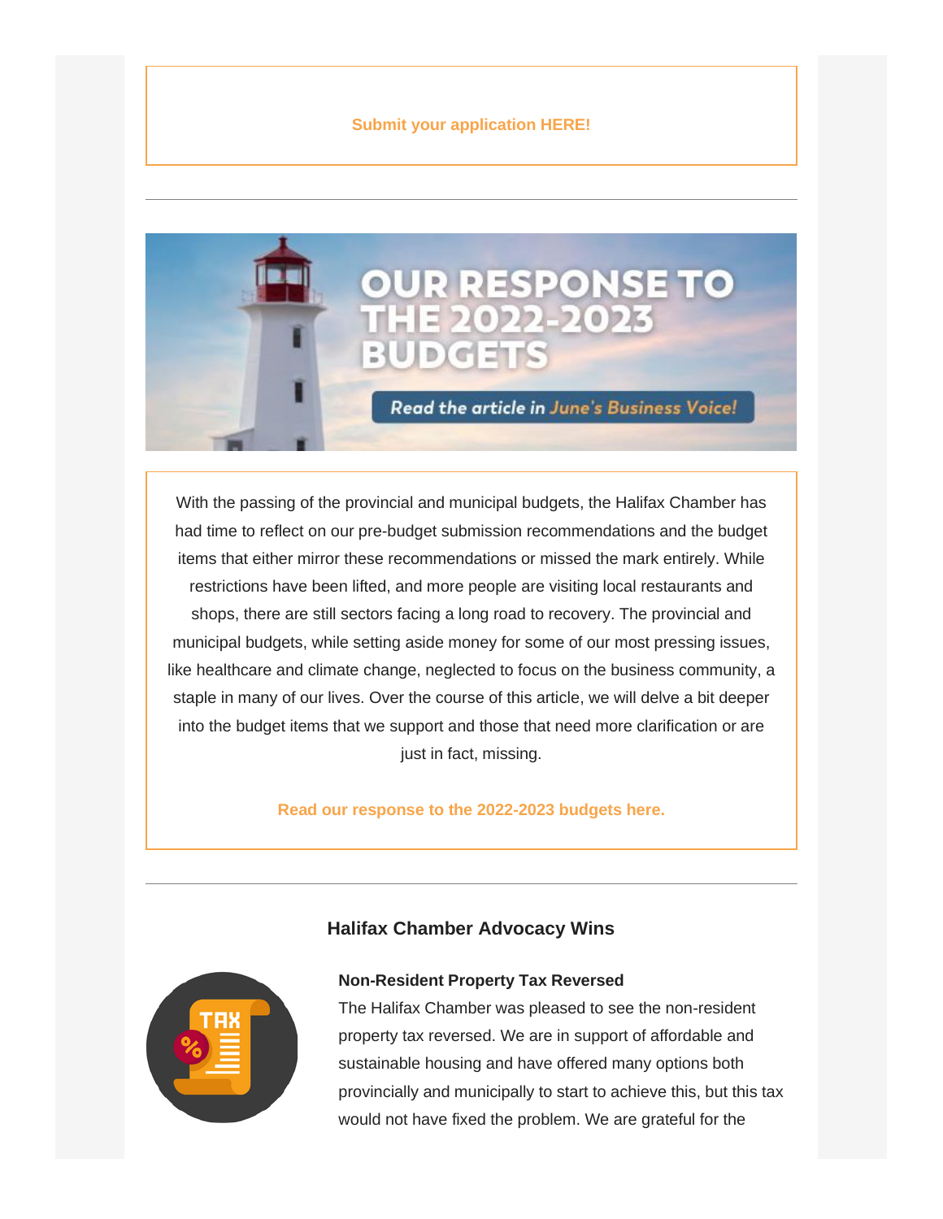**Submit your application HERE!**

---

OUR RESPONSE TO THE 2022-2023 BUDGETS

*Read the article in June's Business Voice!*

With the passing of the provincial and municipal budgets, the Halifax Chamber has had time to reflect on our pre-budget submission recommendations and the budget items that either mirror these recommendations or missed the mark entirely. While restrictions have been lifted, and more people are visiting local restaurants and shops, there are still sectors facing a long road to recovery. The provincial and municipal budgets, while setting aside money for some of our most pressing issues, like healthcare and climate change, neglected to focus on the business community, a staple in many of our lives. Over the course of this article, we will delve a bit deeper into the budget items that we support and those that need more clarification or are just in fact, missing.

**Read our response to the 2022-2023 budgets here.**

---

### Halifax Chamber Advocacy Wins

**Non-Resident Property Tax Reversed**

The Halifax Chamber was pleased to see the non-resident property tax reversed. We are in support of affordable and sustainable housing and have offered many options both provincially and municipally to start to achieve this, but this tax would not have fixed the problem. We are grateful for the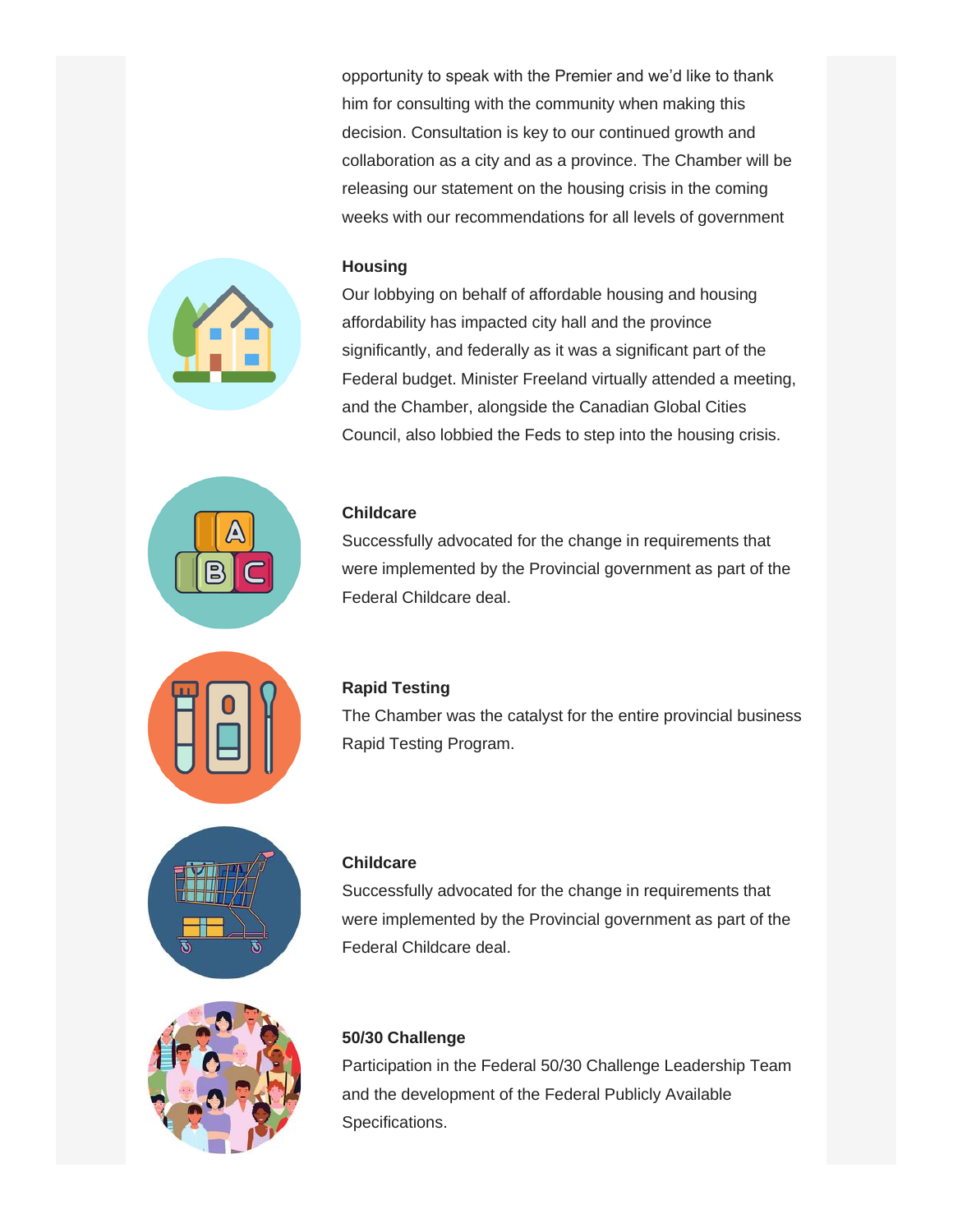opportunity to speak with the Premier and we'd like to thank him for consulting with the community when making this decision. Consultation is key to our continued growth and collaboration as a city and as a province. The Chamber will be releasing our statement on the housing crisis in the coming weeks with our recommendations for all levels of government

**Housing**

Our lobbying on behalf of affordable housing and housing affordability has impacted city hall and the province significantly, and federally as it was a significant part of the Federal budget. Minister Freeland virtually attended a meeting, and the Chamber, alongside the Canadian Global Cities Council, also lobbied the Feds to step into the housing crisis.

**Childcare**

Successfully advocated for the change in requirements that were implemented by the Provincial government as part of the Federal Childcare deal.

**Rapid Testing**

The Chamber was the catalyst for the entire provincial business Rapid Testing Program.

**Childcare**

Successfully advocated for the change in requirements that were implemented by the Provincial government as part of the Federal Childcare deal.

**50/30 Challenge**

Participation in the Federal 50/30 Challenge Leadership Team and the development of the Federal Publicly Available Specifications.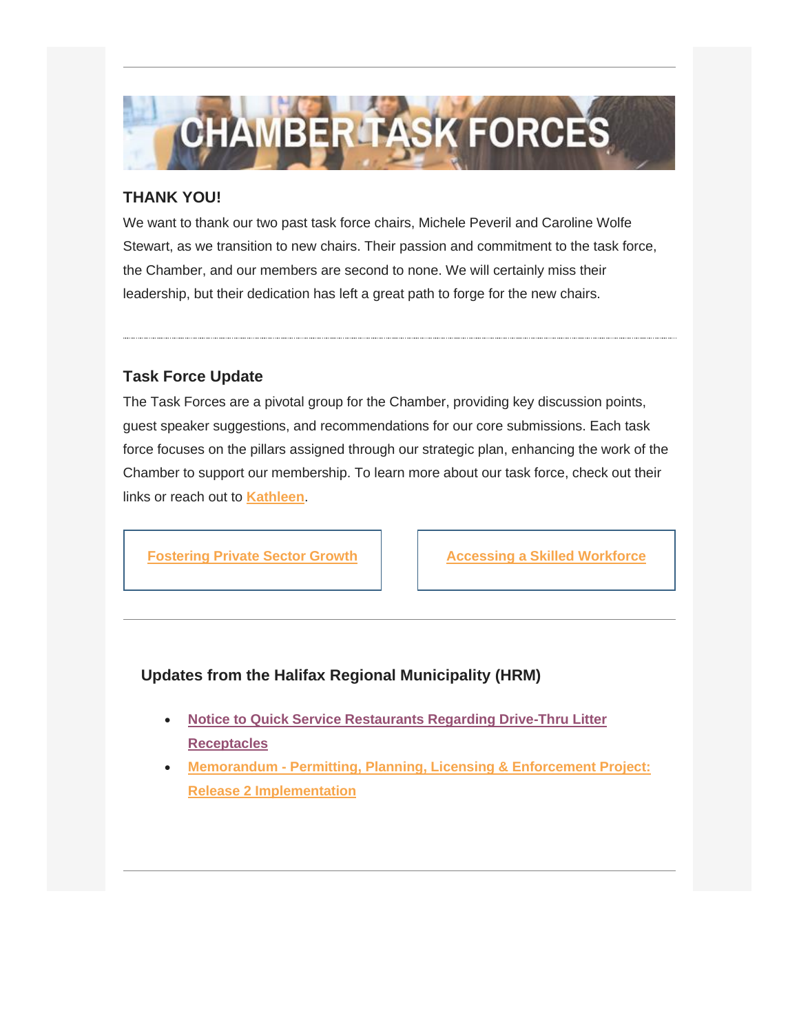# CHAMBER TASK FORCES

**THANK YOU!**

We want to thank our two past task force chairs, Michele Peveril and Caroline Wolfe Stewart, as we transition to new chairs. Their passion and commitment to the task force, the Chamber, and our members are second to none. We will certainly miss their leadership, but their dedication has left a great path to forge for the new chairs.

---

**Task Force Update**

The Task Forces are a pivotal group for the Chamber, providing key discussion points, guest speaker suggestions, and recommendations for our core submissions. Each task force focuses on the pillars assigned through our strategic plan, enhancing the work of the Chamber to support our membership. To learn more about our task force, check out their links or reach out to **Kathleen**.

**Fostering Private Sector Growth**

**Accessing a Skilled Workforce**

---

**Updates from the Halifax Regional Municipality (HRM)**

- **Notice to Quick Service Restaurants Regarding Drive-Thru Litter Receptacles**
- **Memorandum - Permitting, Planning, Licensing & Enforcement Project: Release 2 Implementation**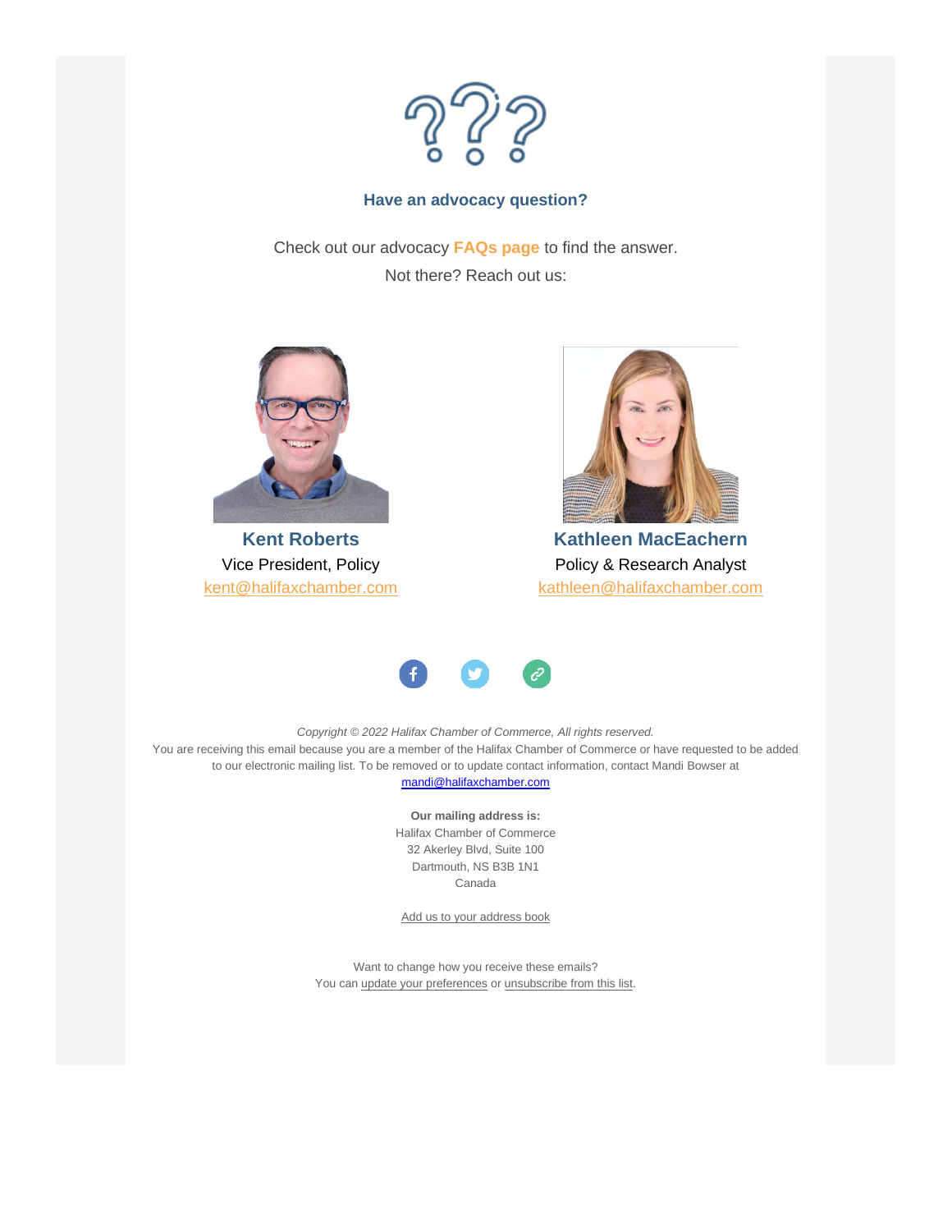### Have an advocacy question?

Check out our advocacy **FAQs page** to find the answer.
Not there? Reach out us:

**Kent Roberts**
Vice President, Policy
kent@halifaxchamber.com

**Kathleen MacEachern**
Policy & Research Analyst
kathleen@halifaxchamber.com

*Copyright © 2022 Halifax Chamber of Commerce, All rights reserved.*
You are receiving this email because you are a member of the Halifax Chamber of Commerce or have requested to be added to our electronic mailing list. To be removed or to update contact information, contact Mandi Bowser at mandi@halifaxchamber.com

**Our mailing address is:**
Halifax Chamber of Commerce
32 Akerley Blvd, Suite 100
Dartmouth, NS B3B 1N1
Canada

Add us to your address book

Want to change how you receive these emails?
You can update your preferences or unsubscribe from this list.